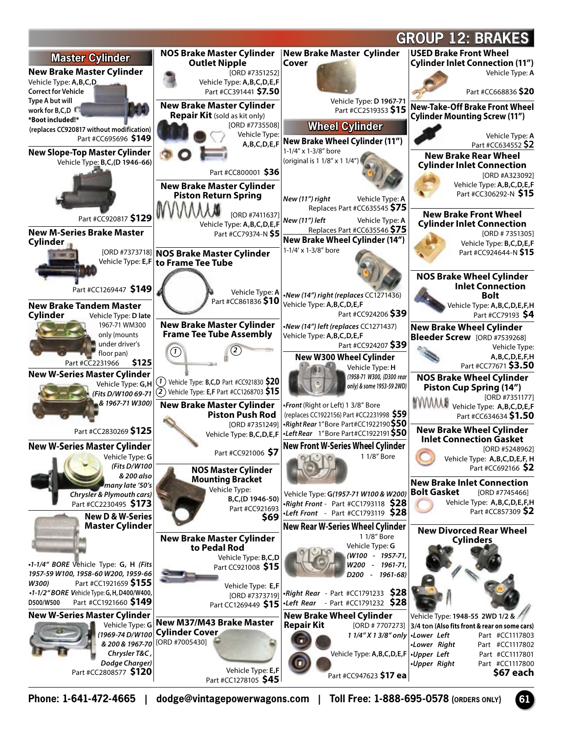# GROUP 12: BRAKES

## Master Cylinder

### New Brake Master Cylinder
Vehicle Type: **A,B,C,D**
**Correct for Vehicle Type A but will work for B,C,D**
***Boot included!***
**(replaces CC920817 without modification)**
Part #CC695696 **$149**

### New Slope-Top Master Cylinder
Vehicle Type: **B,C,(D 1946-66)**
Part #CC920817 **$129**

### New M-Series Brake Master Cylinder
[ORD #7373718] Vehicle Type: **E,F**
Part #CC1269447 **$149**

### New Brake Tandem Master Cylinder
Vehicle Type: **D late** 1967-71 WM300 only (mounts under driver's floor pan)
Part #CC2231966 **$125**

### New W-Series Master Cylinder
Vehicle Type: **G,H** ***(Fits D/W100 69-71 & 1967-71 W300)***
Part #CC2830269 **$125**

### New W-Series Master Cylinder
Vehicle Type: **G** ***(Fits D/W100 & 200 also many late '50's Chrysler & Plymouth cars)***
Part #CC2230495 **$173**

### New D & W-Series Master Cylinder
- ***1-1/4" BORE*** Vehicle Type: **G, H** ***(Fits 1957-59 W100, 1958-60 W200, 1959-66 W300)*** Part #CC1921659 **$155**
- ***1-1/2" BORE*** Vehicle Type: **G, H, D400/W400, D500/W500** Part #CC1921660 **$149**

### New W-Series Master Cylinder
Vehicle Type: **G** ***(1969-74 D/W100 & 200 & 1967-70 Chrysler T&C, Dodge Charger)***
Part #CC2808577 **$120**

### NOS Brake Master Cylinder Outlet Nipple
[ORD #7351252]
Vehicle Type: **A,B,C,D,E,F**
Part #CC391441 **$7.50**

### New Brake Master Cylinder Repair Kit (sold as kit only)
[ORD #7735508]
Vehicle Type: **A,B,C,D,E,F**
Part #CC800001 **$36**

### New Brake Master Cylinder Piston Return Spring
[ORD #7411637]
Vehicle Type: **A,B,C,D,E,F**
Part #CC79374-N **$5**

### NOS Brake Master Cylinder to Frame Tee Tube
Vehicle Type: **A**
Part #CC861836 **$10**

### New Brake Master Cylinder Frame Tee Tube Assembly
1. Vehicle Type: **B,C,D** Part #CC921830 **$20**
2. Vehicle Type: **E,F** Part #CC1268703 **$15**

### New Brake Master Cylinder Piston Push Rod
[ORD #7351249]
Vehicle Type: **B,C,D,E,F**
Part #CC921006 **$7**

### NOS Master Cylinder Mounting Bracket
Vehicle Type: **B,C,(D 1946-50)**
Part #CC921693 **$69**

### New Brake Master Cylinder to Pedal Rod
Vehicle Type: **B,C,D**
Part CC921008 **$15**

Vehicle Type: **E,F**
[ORD #7373719]
Part CC1269449 **$15**

### New M37/M43 Brake Master Cylinder Cover
[ORD #7005430]
Vehicle Type: **E,F**
Part #CC1278105 **$45**

### New Brake Master Cylinder Cover
Vehicle Type: **D 1967-71**
Part #CC2519353 **$15**

## Wheel Cylinder

### New Brake Wheel Cylinder (11")
1-1/4" x 1-3/8" bore (original is 1 1/8" x 1 1/4")

- ***New (11") right*** Vehicle Type: **A** Replaces Part #CC635545 **$75**
- ***New (11") left*** Vehicle Type: **A** Replaces Part #CC635546 **$75**

### New Brake Wheel Cylinder (14")
1-1/4' x 1-3/8" bore

- ***New (14") right (replaces*** CC1271436) Vehicle Type: **A,B,C,D,E,F** Part #CC924206 **$39**
- ***New (14") left (replaces*** CC1271437) Vehicle Type: **A,B,C,D,E,F** Part #CC924207 **$39**

### New W300 Wheel Cylinder
Vehicle Type: **H** ***(1958-71 W300, (D300 rear only) & some 1953-59 2WD)***

- ***Front*** (Right or Left) 1 3/8" Bore (replaces CC1922156) Part #CC2231998 **$59**
- ***Right Rear*** 1" Bore Part#CC1922190 **$50**
- ***Left Rear*** 1" Bore Part#CC1922191 **$50**

### New Front W-Series Wheel Cylinder
1 1/8" Bore
Vehicle Type: **G*(1957-71 W100 & W200)***

- ***Right Front*** - Part #CC1793118 **$28**
- ***Left Front*** - Part #CC1793119 **$28**

### New Rear W-Series Wheel Cylinder
1 1/8" Bore
Vehicle Type: **G** ***(W100 - 1957-71, W200 - 1961-71, D200 - 1961-68)***

- ***Right Rear*** - Part #CC1791233 **$28**
- ***Left Rear*** - Part #CC1791232 **$28**

### New Brake Wheel Cylinder Repair Kit
[ORD # 7707273]
***1 1/4" X 1 3/8" only***
Vehicle Type: **A,B,C,D,E,F**
Part #CC947623 **$17 ea**

### USED Brake Front Wheel Cylinder Inlet Connection (11")
Vehicle Type: **A**
Part #CC668836 **$20**

### New-Take-Off Brake Front Wheel Cylinder Mounting Screw (11")
Vehicle Type: **A**
Part #CC634552 **$2**

### New Brake Rear Wheel Cylinder Inlet Connection
[ORD #A323092]
Vehicle Type: **A,B,C,D,E,F**
Part #CC306292-N **$15**

### New Brake Front Wheel Cylinder Inlet Connection
[ORD # 7351305]
Vehicle Type: **B,C,D,E,F**
Part #CC924644-N **$15**

### NOS Brake Wheel Cylinder Inlet Connection Bolt
Vehicle Type: **A,B,C,D,E,F,H**
Part #CC79193 **$4**

### New Brake Wheel Cylinder Bleeder Screw
[ORD #7539268]
Vehicle Type: **A,B,C,D,E,F,H**
Part #CC77671 **$3.50**

### NOS Brake Wheel Cylinder Piston Cup Spring (14")
[ORD #7351177]
Vehicle Type: **A,B,C,D,E,F**
Part #CC634634 **$1.50**

### New Brake Wheel Cylinder Inlet Connection Gasket
[ORD #5248962]
Vehicle Type: **A,B,C,D,E,F, H**
Part #CC692166 **$2**

### New Brake Inlet Connection Bolt Gasket
[ORD #7745466]
Vehicle Type: **A,B,C,D,E,F,H**
Part #CC857309 **$2**

### New Divorced Rear Wheel Cylinders
Vehicle Type: **1948-55 2WD 1/2 & 3/4 ton (Also fits front & rear on some cars)**

- ***Lower Left*** Part #CC1117803
- ***Lower Right*** Part #CC1117802
- ***Upper Left*** Part #CC1117801
- ***Upper Right*** Part #CC1117800

**$67 each**

**Phone: 1-641-472-4665 | dodge@vintagepowerwagons.com | Toll Free: 1-888-695-0578 (ORDERS ONLY)**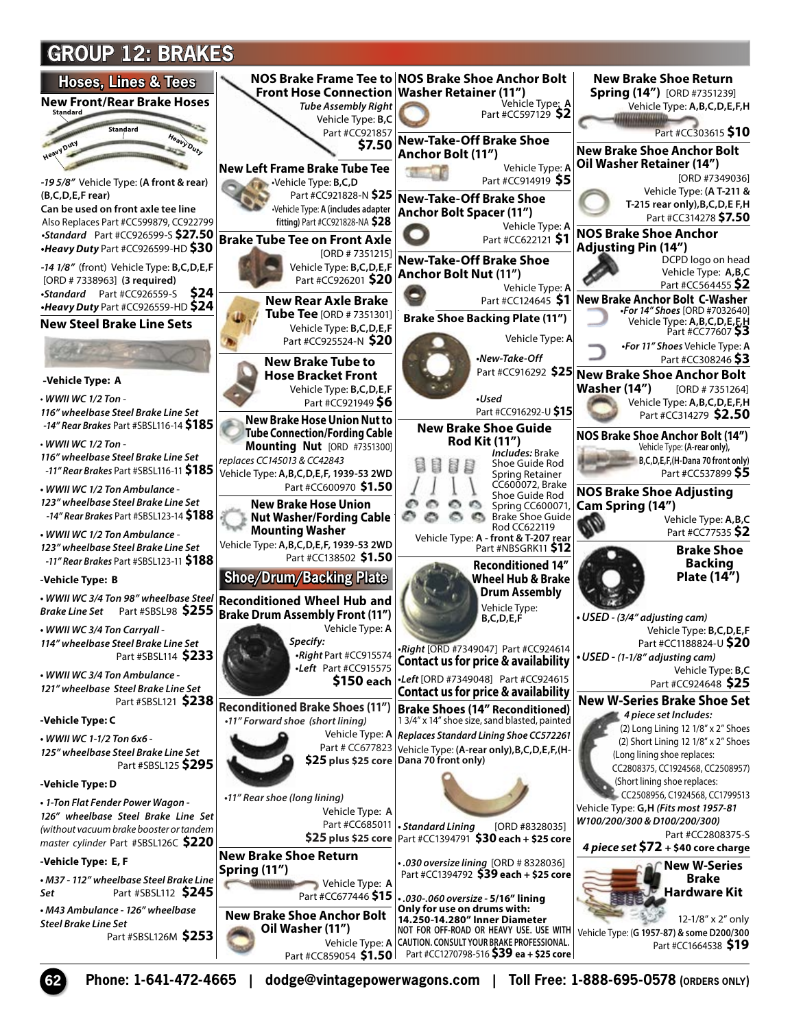# GROUP 12: BRAKES

## Hoses, Lines & Tees

### New Front/Rear Brake Hoses

Standard / Standard / Heavy Duty / Heavy Duty

*-19 5/8"* Vehicle Type: **(A front & rear) (B,C,D,E,F rear)**
**Can be used on front axle tee line**
Also Replaces Part #CC599879, CC922799
•*Standard* Part #CC926599-S **$27.50**
•*Heavy Duty* Part #CC926599-HD **$30**

*-14 1/8"* (front) Vehicle Type: **B,C,D,E,F** [ORD # 7338963] **(3 required)**
•*Standard* Part #CC926559-S **$24**
•*Heavy Duty* Part #CC926559-HD **$24**

### New Steel Brake Line Sets

**-Vehicle Type: A**

- *WWII WC 1/2 Ton - 116" wheelbase Steel Brake Line Set -14" Rear Brakes* Part #SBSL116-14 **$185**
- *WWII WC 1/2 Ton - 116" wheelbase Steel Brake Line Set -11" Rear Brakes* Part #SBSL116-11 **$185**
- *WWII WC 1/2 Ton Ambulance - 123" wheelbase Steel Brake Line Set -14" Rear Brakes* Part #SBSL123-14 **$188**
- *WWII WC 1/2 Ton Ambulance - 123" wheelbase Steel Brake Line Set -11" Rear Brakes* Part #SBSL123-11 **$188**

**-Vehicle Type: B**

- *WWII WC 3/4 Ton 98" wheelbase Steel Brake Line Set* Part #SBSL98 **$255**
- *WWII WC 3/4 Ton Carryall - 114" wheelbase Steel Brake Line Set* Part #SBSL114 **$233**
- *WWII WC 3/4 Ton Ambulance - 121" wheelbase Steel Brake Line Set* Part #SBSL121 **$238**

**-Vehicle Type: C**

- *WWII WC 1-1/2 Ton 6x6 - 125" wheelbase Steel Brake Line Set* Part #SBSL125 **$295**

**-Vehicle Type: D**

- *1-Ton Flat Fender Power Wagon - 126" wheelbase Steel Brake Line Set (without vacuum brake booster or tandem master cylinder* Part #SBSL126C **$220**

**-Vehicle Type: E, F**

- *M37 - 112" wheelbase Steel Brake Line Set* Part #SBSL112 **$245**
- *M43 Ambulance - 126" wheelbase Steel Brake Line Set* Part #SBSL126M **$253**

### NOS Brake Frame Tee to Front Hose Connection

*Tube Assembly Right*
Vehicle Type: **B,C**
Part #CC921857
**$7.50**

### New Left Frame Brake Tube Tee

•Vehicle Type: **B,C,D**
Part #CC921828-N **$25**
•Vehicle Type: **A (includes adapter fitting)** Part #CC921828-NA **$28**

### Brake Tube Tee on Front Axle

[ORD # 7351215]
Vehicle Type: **B,C,D,E,F**
Part #CC926201 **$20**

### New Rear Axle Brake Tube Tee

[ORD # 7351301]
Vehicle Type: **B,C,D,E,F**
Part #CC925524-N **$20**

### New Brake Tube to Hose Bracket Front

Vehicle Type: **B,C,D,E,F**
Part #CC921949 **$6**

### New Brake Hose Union Nut to Tube Connection/Fording Cable Mounting Nut

[ORD #7351300]
*replaces CC145013 & CC42843*
Vehicle Type: **A,B,C,D,E,F, 1939-53 2WD**
Part #CC600970 **$1.50**

### New Brake Hose Union Nut Washer/Fording Cable Mounting Washer

Vehicle Type: **A,B,C,D,E,F, 1939-53 2WD**
Part #CC138502 **$1.50**

## Shoe/Drum/Backing Plate

### Reconditioned Wheel Hub and Brake Drum Assembly Front (11")

Vehicle Type: **A**
*Specify:*
•*Right* Part #CC915574
•*Left* Part #CC915575
**$150 each**

### Reconditioned Brake Shoes (11")

•*11" Forward shoe (short lining)*
Vehicle Type: **A**
Part # CC677823
**$25 plus $25 core**

•*11" Rear shoe (long lining)*
Vehicle Type: **A**
Part #CC685011
**$25 plus $25 core**

### New Brake Shoe Return Spring (11")

Vehicle Type: **A**
Part #CC677446 **$15**

### New Brake Shoe Anchor Bolt Oil Washer (11")

Vehicle Type: **A**
Part #CC859054 **$1.50**

### NOS Brake Shoe Anchor Bolt Washer Retainer (11")

Vehicle Type: **A**
Part #CC597129 **$2**

### New-Take-Off Brake Shoe Anchor Bolt (11")

Vehicle Type: **A**
Part #CC914919 **$5**

### New-Take-Off Brake Shoe Anchor Bolt Spacer (11")

Vehicle Type: **A**
Part #CC622121 **$1**

### New-Take-Off Brake Shoe Anchor Bolt Nut (11")

Vehicle Type: **A**
Part #CC124645 **$1**

### Brake Shoe Backing Plate (11")

Vehicle Type: **A**
•*New-Take-Off*
Part #CC916292 **$25**
•*Used*
Part #CC916292-U **$15**

### New Brake Shoe Guide Rod Kit (11")

*Includes:* Brake Shoe Guide Rod Spring Retainer CC600072, Brake Shoe Guide Rod Spring CC600071, Brake Shoe Guide Rod CC622119
Vehicle Type: **A - front & T-207 rear**
Part #NBSGRK11 **$12**

### Reconditioned 14" Wheel Hub & Brake Drum Assembly

Vehicle Type: **B,C,D,E,F**
•*Right* [ORD #7349047] Part #CC924614
**Contact us for price & availability**
•*Left* [ORD #7349048] Part #CC924615
**Contact us for price & availability**

### Brake Shoes (14" Reconditioned)

1 3/4" x 14" shoe size, sand blasted, painted
*Replaces Standard Lining Shoe CC572261*
Vehicle Type: **(A-rear only),B,C,D,E,F,(H-Dana 70 front only)**

• *Standard Lining* [ORD #8328035]
Part #CC1394791 **$30 each + $25 core**

• *.030 oversize lining* [ORD # 8328036]
Part #CC1394792 **$39 each + $25 core**

• *.030-.060 oversize* **- 5/16" lining**
**Only for use on drums with: 14.250-14.280" Inner Diameter**
NOT FOR OFF-ROAD OR HEAVY USE. USE WITH CAUTION. CONSULT YOUR BRAKE PROFESSIONAL.
Part #CC1270798-516 **$39 ea + $25 core**

### New Brake Shoe Return Spring (14")

[ORD #7351239]
Vehicle Type: **A,B,C,D,E,F,H**
Part #CC303615 **$10**

### New Brake Shoe Anchor Bolt Oil Washer Retainer (14")

[ORD #7349036]
Vehicle Type: **(A T-211 & T-215 rear only),B,C,D,E F,H**
Part #CC314278 **$7.50**

### NOS Brake Shoe Anchor Adjusting Pin (14")

DCPD logo on head
Vehicle Type: **A,B,C**
Part #CC564455 **$2**

### New Brake Anchor Bolt C-Washer

•*For 14" Shoes* [ORD #7032640]
Vehicle Type: **A,B,C,D,E,F,H**
Part #CC77607 **$3**
•*For 11" Shoes* Vehicle Type: **A**
Part #CC308246 **$3**

### New Brake Shoe Anchor Bolt Washer (14")

[ORD # 7351264]
Vehicle Type: **A,B,C,D,E,F,H**
Part #CC314279 **$2.50**

### NOS Brake Shoe Anchor Bolt (14")

Vehicle Type: **(A-rear only), B,C,D,E,F,(H-Dana 70 front only)**
Part #CC537899 **$5**

### NOS Brake Shoe Adjusting Cam Spring (14")

Vehicle Type: **A,B,C**
Part #CC77535 **$2**

### Brake Shoe Backing Plate (14")

• *USED - (3/4" adjusting cam)*
Vehicle Type: **B,C,D,E,F**
Part #CC1188824-U **$20**
• *USED - (1-1/8" adjusting cam)*
Vehicle Type: **B,C**
Part #CC924648 **$25**

### New W-Series Brake Shoe Set

*4 piece set Includes:*
(2) Long Lining 12 1/8" x 2" Shoes
(2) Short Lining 12 1/8" x 2" Shoes
(Long lining shoe replaces: CC2808375, CC1924568, CC2508957)
(Short lining shoe replaces: CC2508956, C1924566, CC1799513
Vehicle Type: **G,H** *(Fits most 1957-81 W100/200/300 & D100/200/300)*
Part #CC2808375-S
***4 piece set* $72 + $40 core charge**

### New W-Series Brake Hardware Kit

12-1/8" x 2" only
Vehicle Type: **(G 1957-87) & some D200/300**
Part #CC1664538 **$19**

Phone: 1-641-472-4665 | dodge@vintagepowerwagons.com | Toll Free: 1-888-695-0578 (ORDERS ONLY)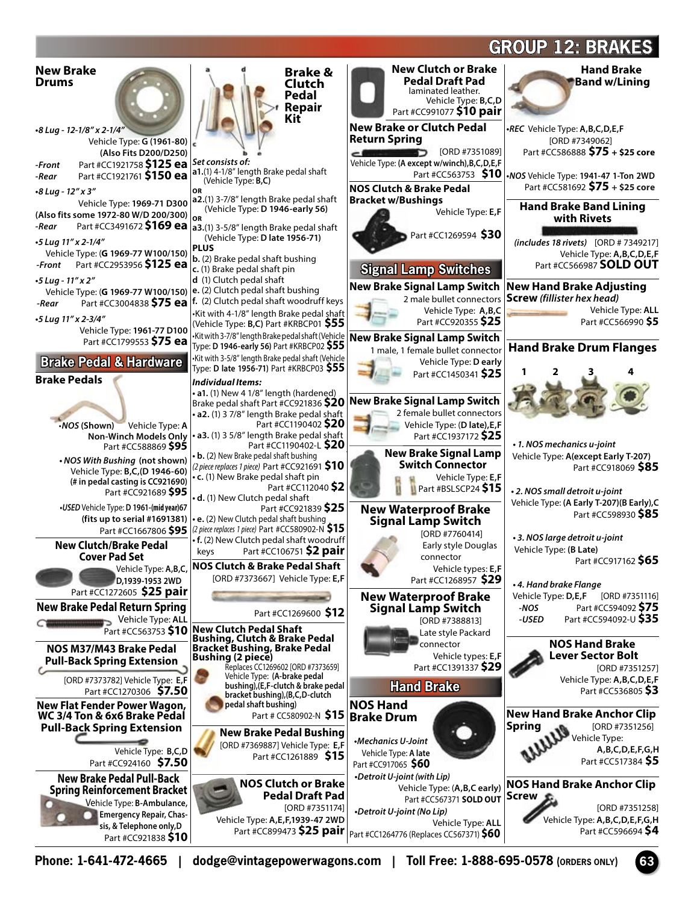# GROUP 12: BRAKES

## New Brake Drums

•8 Lug - 12-1/8" x 2-1/4"
Vehicle Type: **G (1961-80)**
**(Also Fits D200/D250)**
-Front Part #CC1921758 **$125 ea**
-Rear Part #CC1921761 **$150 ea**

•8 Lug - 12" x 3"
Vehicle Type: **1969-71 D300**
**(Also fits some 1972-80 W/D 200/300)**
-Rear Part #CC3491672 **$169 ea**

•5 Lug 11" x 2-1/4"
Vehicle Type: (**G 1969-77 W100/150**)
-Front Part #CC2953956 **$125 ea**

•5 Lug - 11" x 2"
Vehicle Type: (**G 1969-77 W100/150**)
-Rear Part #CC3004838 **$75 ea**

•5 Lug 11" x 2-3/4"
Vehicle Type: **1961-77 D100**
Part #CC1799553 **$75 ea**

## Brake Pedal & Hardware

### Brake Pedals

•*NOS* (Shown) Vehicle Type: **A Non-Winch Models Only**
Part #CC588869 **$95**

• *NOS With Bushing* (not shown)
Vehicle Type: **B,C,(D 1946-60)**
**(# in pedal casting is CC921690)**
Part #CC921689 **$95**

•*USED* Vehicle Type: **D 1961-(mid year)67**
**(fits up to serial #1691381)**
Part #CC1667806 **$95**

### New Clutch/Brake Pedal Cover Pad Set

Vehicle Type: **A,B,C, D,1939-1953 2WD**
Part #CC1272605 **$25 pair**

### New Brake Pedal Return Spring

Vehicle Type: **ALL**
Part #CC563753 **$10**

### NOS M37/M43 Brake Pedal Pull-Back Spring Extension

[ORD #7373782] Vehicle Type: **E,F**
Part #CC1270306 **$7.50**

### New Flat Fender Power Wagon, WC 3/4 Ton & 6x6 Brake Pedal Pull-Back Spring Extension

Vehicle Type: **B,C,D**
Part #CC924160 **$7.50**

### New Brake Pedal Pull-Back Spring Reinforcement Bracket

Vehicle Type: **B-Ambulance, Emergency Repair, Chassis, & Telephone only,D**
Part #CC921838 **$10**

## Brake & Clutch Pedal Repair Kit

*Set consists of:*
**a1.**(1) 4-1/8" length Brake pedal shaft (Vehicle Type: **B,C**)
**OR**
**a2.**(1) 3-7/8" length Brake pedal shaft (Vehicle Type: **D 1946-early 56**)
**OR**
**a3.**(1) 3-5/8" length Brake pedal shaft (Vehicle Type: **D late 1956-71**)
**PLUS**
**b.** (2) Brake pedal shaft bushing
**c.** (1) Brake pedal shaft pin
**d** (1) Clutch pedal shaft
**e.** (2) Clutch pedal shaft bushing
**f.** (2) Clutch pedal shaft woodruff keys

•Kit with 4-1/8" length Brake pedal shaft (Vehicle Type: **B,C**) Part #KRBCP01 **$55**
•Kit with 3-7/8" length Brake pedal shaft (Vehicle Type: **D 1946-early 56**) Part #KRBCP02 **$55**
•Kit with 3-5/8" length Brake pedal shaft (Vehicle Type: **D late 1956-71**) Part #KRBCP03 **$55**

*Individual Items:*
• **a1.** (1) New 4 1/8" length (hardened) Brake pedal shaft Part #CC921836 **$20**
• **a2.** (1) 3 7/8" length Brake pedal shaft Part #CC1190402 **$20**
• **a3.** (1) 3 5/8" length Brake pedal shaft Part #CC1190402-L **$20**
• **b.** (2) New Brake pedal shaft bushing *(2 piece replaces 1 piece)* Part #CC921691 **$10**
• **c.** (1) New Brake pedal shaft pin Part #CC112040 **$2**
• **d.** (1) New Clutch pedal shaft Part #CC921839 **$25**
• **e.** (2) New Clutch pedal shaft bushing *(2 piece replaces 1 piece)* Part #CC580902-N **$15**
• **f.** (2) New Clutch pedal shaft woodruff keys Part #CC106751 **$2 pair**

### NOS Clutch & Brake Pedal Shaft

[ORD #7373667] Vehicle Type: **E,F**
Part #CC1269600 **$12**

### New Clutch Pedal Shaft Bushing, Clutch & Brake Pedal Bracket Bushing, Brake Pedal Bushing (2 piece)

Replaces CC1269602 [ORD #7373659]
Vehicle Type: **(A-brake pedal bushing),(E,F-clutch & brake pedal bracket bushing),(B,C,D-clutch pedal shaft bushing)**
Part # CC580902-N **$15**

### New Brake Pedal Bushing

[ORD #7369887] Vehicle Type: **E,F**
Part #CC1261889 **$15**

### NOS Clutch or Brake Pedal Draft Pad

[ORD #7351174]
Vehicle Type: **A,E,F,1939-47 2WD**
Part #CC899473 **$25 pair**

### New Clutch or Brake Pedal Draft Pad

laminated leather.
Vehicle Type: **B,C,D**
Part #CC991077 **$10 pair**

### New Brake or Clutch Pedal Return Spring

[ORD #7351089]
Vehicle Type: **(A except w/winch),B,C,D,E,F**
Part #CC563753 **$10**

### NOS Clutch & Brake Pedal Bracket w/Bushings

Vehicle Type: **E,F**
Part #CC1269594 **$30**

## Signal Lamp Switches

### New Brake Signal Lamp Switch

2 male bullet connectors
Vehicle Type: **A,B,C**
Part #CC920355 **$25**

### New Brake Signal Lamp Switch

1 male, 1 female bullet connector
Vehicle Type: **D early**
Part #CC1450341 **$25**

### New Brake Signal Lamp Switch

2 female bullet connectors
Vehicle Type: (**D late**),**E,F**
Part #CC1937172 **$25**

### New Brake Signal Lamp Switch Connector

Vehicle Type: **E,F**
Part #BSLSCP24 **$15**

### New Waterproof Brake Signal Lamp Switch

[ORD #7760414]
Early style Douglas connector
Vehicle types: **E,F**
Part #CC1268957 **$29**

### New Waterproof Brake Signal Lamp Switch

[ORD #7388813]
Late style Packard connector
Vehicle types: **E,F**
Part #CC1391337 **$29**

## Hand Brake

### NOS Hand Brake Drum

•*Mechanics U-Joint*
Vehicle Type: **A late**
Part #CC917065 **$60**

•*Detroit U-joint (with Lip)*
Vehicle Type: (**A,B,C early**)
Part #CC567371 **SOLD OUT**

•*Detroit U-joint (No Lip)*
Vehicle Type: **ALL**
Part #CC1264776 (Replaces CC567371) **$60**

### Hand Brake Band w/Lining

•*REC* Vehicle Type: **A,B,C,D,E,F**
[ORD #7349062]
Part #CC586888 **$75 + $25 core**

•*NOS* Vehicle Type: **1941-47 1-Ton 2WD**
Part #CC581692 **$75 + $25 core**

### Hand Brake Band Lining with Rivets

*(includes 18 rivets)* [ORD # 7349217]
Vehicle Type: **A,B,C,D,E,F**
Part #CC566987 **SOLD OUT**

### New Hand Brake Adjusting Screw *(fillister hex head)*

Vehicle Type: **ALL**
Part #CC566990 **$5**

### Hand Brake Drum Flanges

• *1. NOS mechanics u-joint*
Vehicle Type: **A(except Early T-207)**
Part #CC918069 **$85**

• *2. NOS small detroit u-joint*
Vehicle Type: **(A Early T-207)(B Early),C**
Part #CC598930 **$85**

• *3. NOS large detroit u-joint*
Vehicle Type: **(B Late)**
Part #CC917162 **$65**

• *4. Hand brake Flange*
Vehicle Type: **D,E,F** [ORD #7351116]
-*NOS* Part #CC594092 **$75**
-*USED* Part #CC594092-U **$35**

### NOS Hand Brake Lever Sector Bolt

[ORD #7351257]
Vehicle Type: **A,B,C,D,E,F**
Part #CC536805 **$3**

### New Hand Brake Anchor Clip Spring

[ORD #7351256]
Vehicle Type: **A,B,C,D,E,F,G,H**
Part #CC517384 **$5**

### NOS Hand Brake Anchor Clip Screw

[ORD #7351258]
Vehicle Type: **A,B,C,D,E,F,G,H**
Part #CC596694 **$4**

Phone: 1-641-472-4665 | dodge@vintagepowerwagons.com | Toll Free: 1-888-695-0578 (ORDERS ONLY)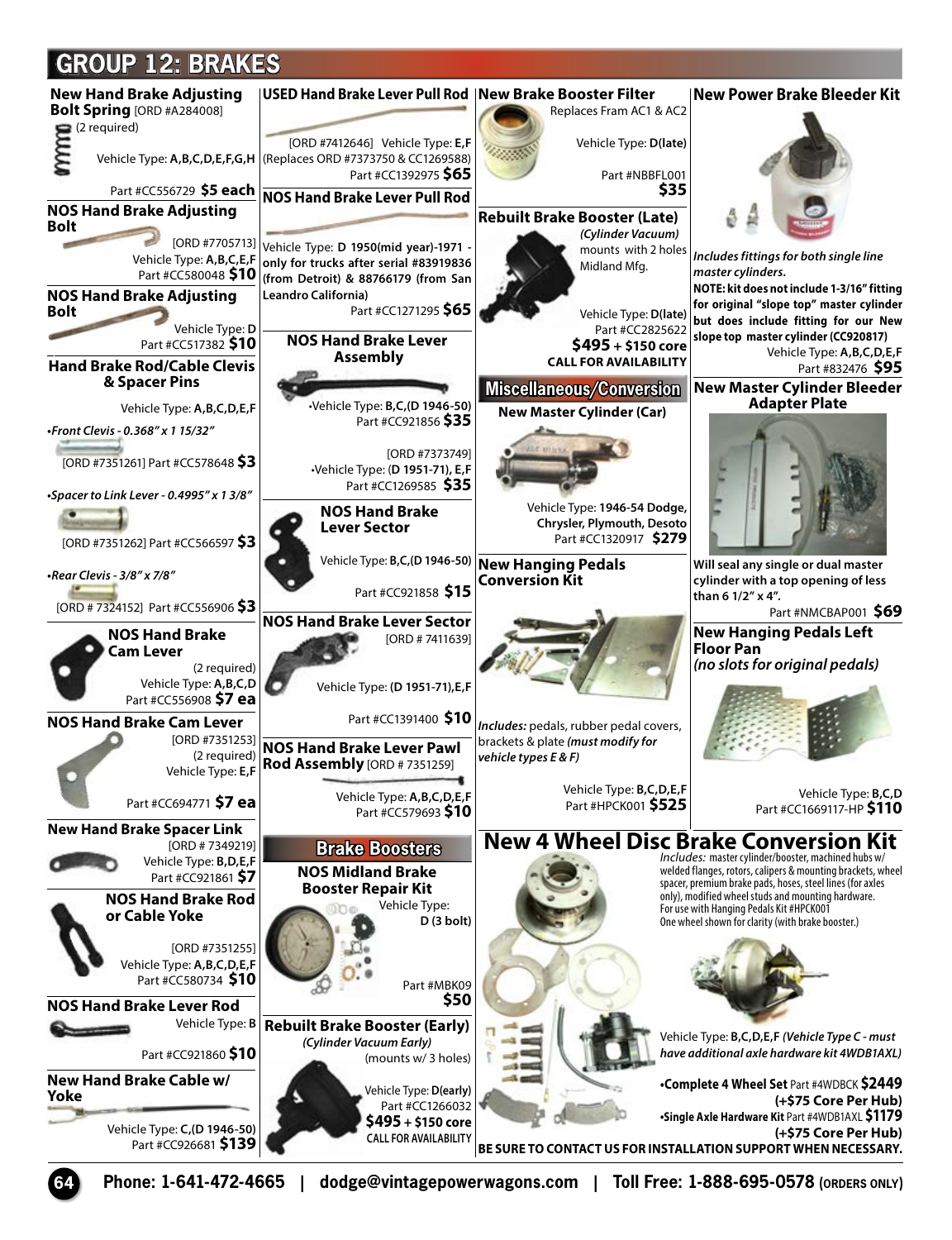# GROUP 12: BRAKES

### New Hand Brake Adjusting Bolt Spring [ORD #A284008]

(2 required)

Vehicle Type: **A,B,C,D,E,F,G,H**

Part #CC556729 **$5 each**

### NOS Hand Brake Adjusting Bolt

[ORD #7705713]
Vehicle Type: **A,B,C,E,F**
Part #CC580048 **$10**

### NOS Hand Brake Adjusting Bolt

Vehicle Type: **D**
Part #CC517382 **$10**

### Hand Brake Rod/Cable Clevis & Spacer Pins

Vehicle Type: **A,B,C,D,E,F**

•*Front Clevis - 0.368" x 1 15/32"*

[ORD #7351261] Part #CC578648 **$3**

•*Spacer to Link Lever - 0.4995" x 1 3/8"*

[ORD #7351262] Part #CC566597 **$3**

•*Rear Clevis - 3/8" x 7/8"*

[ORD # 7324152] Part #CC556906 **$3**

### NOS Hand Brake Cam Lever

(2 required)
Vehicle Type: **A,B,C,D**
Part #CC556908 **$7 ea**

### NOS Hand Brake Cam Lever

[ORD #7351253]
(2 required)
Vehicle Type: **E,F**

Part #CC694771 **$7 ea**

### New Hand Brake Spacer Link

[ORD # 7349219]
Vehicle Type: **B,D,E,F**
Part #CC921861 **$7**

### NOS Hand Brake Rod or Cable Yoke

[ORD #7351255]
Vehicle Type: **A,B,C,D,E,F**
Part #CC580734 **$10**

### NOS Hand Brake Lever Rod

Vehicle Type: **B**

Part #CC921860 **$10**

### New Hand Brake Cable w/ Yoke

Vehicle Type: **C,(D 1946-50)**
Part #CC926681 **$139**

### USED Hand Brake Lever Pull Rod

[ORD #7412646] Vehicle Type: **E,F**
(Replaces ORD #7373750 & CC1269588)
Part #CC1392975 **$65**

### NOS Hand Brake Lever Pull Rod

Vehicle Type: **D 1950(mid year)-1971 - only for trucks after serial #83919836 (from Detroit) & 88766179 (from San Leandro California)**
Part #CC1271295 **$65**

### NOS Hand Brake Lever Assembly

•Vehicle Type: **B,C,(D 1946-50)**
Part #CC921856 **$35**

[ORD #7373749]
•Vehicle Type: **(D 1951-71), E,F**
Part #CC1269585 **$35**

### NOS Hand Brake Lever Sector

Vehicle Type: **B,C,(D 1946-50)**

Part #CC921858 **$15**

### NOS Hand Brake Lever Sector

[ORD # 7411639]

Vehicle Type: **(D 1951-71),E,F**

Part #CC1391400 **$10**

### NOS Hand Brake Lever Pawl Rod Assembly [ORD # 7351259]

Vehicle Type: **A,B,C,D,E,F**
Part #CC579693 **$10**

## Brake Boosters

### NOS Midland Brake Booster Repair Kit

Vehicle Type:
**D (3 bolt)**

Part #MBK09
**$50**

### Rebuilt Brake Booster (Early)

*(Cylinder Vacuum Early)*
(mounts w/ 3 holes)

Vehicle Type: **D(early)**
Part #CC1266032
**$495** + **$150 core**
**CALL FOR AVAILABILITY**

### New Brake Booster Filter

Replaces Fram AC1 & AC2

Vehicle Type: **D(late)**

Part #NBBFL001
**$35**

### Rebuilt Brake Booster (Late)

*(Cylinder Vacuum)*
mounts with 2 holes
Midland Mfg.

Vehicle Type: **D(late)**
Part #CC2825622
**$495** + **$150 core**
**CALL FOR AVAILABILITY**

## Miscellaneous/Conversion

### New Master Cylinder (Car)

Vehicle Type: **1946-54 Dodge, Chrysler, Plymouth, Desoto**
Part #CC1320917 **$279**

### New Hanging Pedals Conversion Kit

***Includes:*** pedals, rubber pedal covers, brackets & plate ***(must modify for vehicle types E & F)***

Vehicle Type: **B,C,D,E,F**
Part #HPCK001 **$525**

### New Power Brake Bleeder Kit

***Includes fittings for both single line master cylinders.***
**NOTE: kit does not include 1-3/16" fitting for original "slope top" master cylinder but does include fitting for our New slope top master cylinder (CC920817)**
Vehicle Type: **A,B,C,D,E,F**
Part #832476 **$95**

### New Master Cylinder Bleeder Adapter Plate

***Will seal any single or dual master cylinder with a top opening of less than 6 1/2" x 4".***
Part #NMCBAP001 **$69**

### New Hanging Pedals Left Floor Pan

***(no slots for original pedals)***

Vehicle Type: **B,C,D**
Part #CC1669117-HP **$110**

## New 4 Wheel Disc Brake Conversion Kit

*Includes:* master cylinder/booster, machined hubs w/ welded flanges, rotors, calipers & mounting brackets, wheel spacer, premium brake pads, hoses, steel lines (for axles only), modified wheel studs and mounting hardware.
For use with Hanging Pedals Kit #HPCK001
One wheel shown for clarity (with brake booster.)

Vehicle Type: **B,C,D,E,F** ***(Vehicle Type C - must have additional axle hardware kit 4WDB1AXL)***

**•Complete 4 Wheel Set** Part #4WDBCK **$2449**
**(+$75 Core Per Hub)**
**•Single Axle Hardware Kit** Part #4WDB1AXL **$1179**
**(+$75 Core Per Hub)**

**BE SURE TO CONTACT US FOR INSTALLATION SUPPORT WHEN NECESSARY.**

**Phone: 1-641-472-4665 | dodge@vintagepowerwagons.com | Toll Free: 1-888-695-0578 (ORDERS ONLY)**